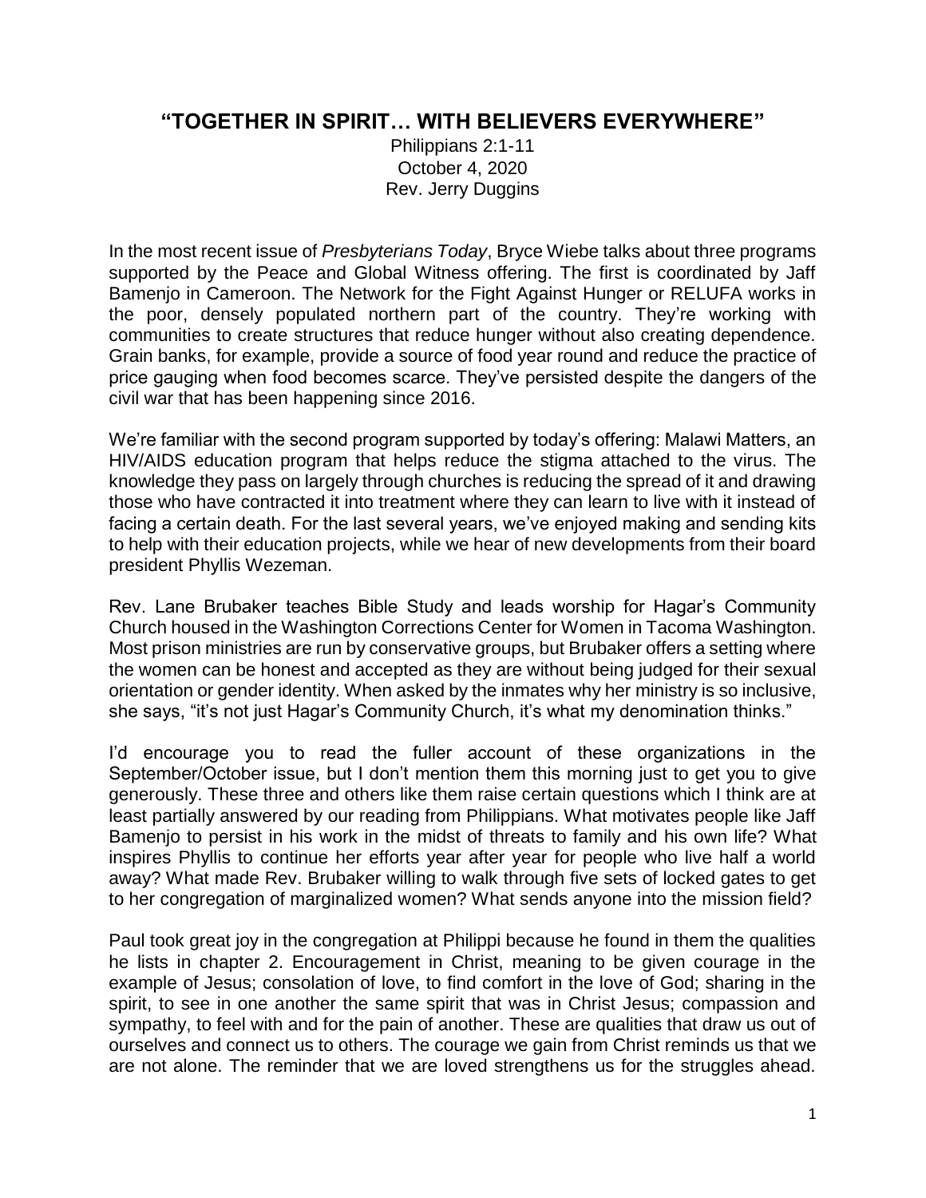# "TOGETHER IN SPIRIT… WITH BELIEVERS EVERYWHERE"

Philippians 2:1-11
October 4, 2020
Rev. Jerry Duggins

In the most recent issue of *Presbyterians Today*, Bryce Wiebe talks about three programs supported by the Peace and Global Witness offering. The first is coordinated by Jaff Bamenjo in Cameroon. The Network for the Fight Against Hunger or RELUFA works in the poor, densely populated northern part of the country. They're working with communities to create structures that reduce hunger without also creating dependence. Grain banks, for example, provide a source of food year round and reduce the practice of price gauging when food becomes scarce. They've persisted despite the dangers of the civil war that has been happening since 2016.

We're familiar with the second program supported by today's offering: Malawi Matters, an HIV/AIDS education program that helps reduce the stigma attached to the virus. The knowledge they pass on largely through churches is reducing the spread of it and drawing those who have contracted it into treatment where they can learn to live with it instead of facing a certain death. For the last several years, we've enjoyed making and sending kits to help with their education projects, while we hear of new developments from their board president Phyllis Wezeman.

Rev. Lane Brubaker teaches Bible Study and leads worship for Hagar's Community Church housed in the Washington Corrections Center for Women in Tacoma Washington. Most prison ministries are run by conservative groups, but Brubaker offers a setting where the women can be honest and accepted as they are without being judged for their sexual orientation or gender identity. When asked by the inmates why her ministry is so inclusive, she says, "it's not just Hagar's Community Church, it's what my denomination thinks."

I'd encourage you to read the fuller account of these organizations in the September/October issue, but I don't mention them this morning just to get you to give generously. These three and others like them raise certain questions which I think are at least partially answered by our reading from Philippians. What motivates people like Jaff Bamenjo to persist in his work in the midst of threats to family and his own life? What inspires Phyllis to continue her efforts year after year for people who live half a world away? What made Rev. Brubaker willing to walk through five sets of locked gates to get to her congregation of marginalized women? What sends anyone into the mission field?

Paul took great joy in the congregation at Philippi because he found in them the qualities he lists in chapter 2. Encouragement in Christ, meaning to be given courage in the example of Jesus; consolation of love, to find comfort in the love of God; sharing in the spirit, to see in one another the same spirit that was in Christ Jesus; compassion and sympathy, to feel with and for the pain of another. These are qualities that draw us out of ourselves and connect us to others. The courage we gain from Christ reminds us that we are not alone. The reminder that we are loved strengthens us for the struggles ahead.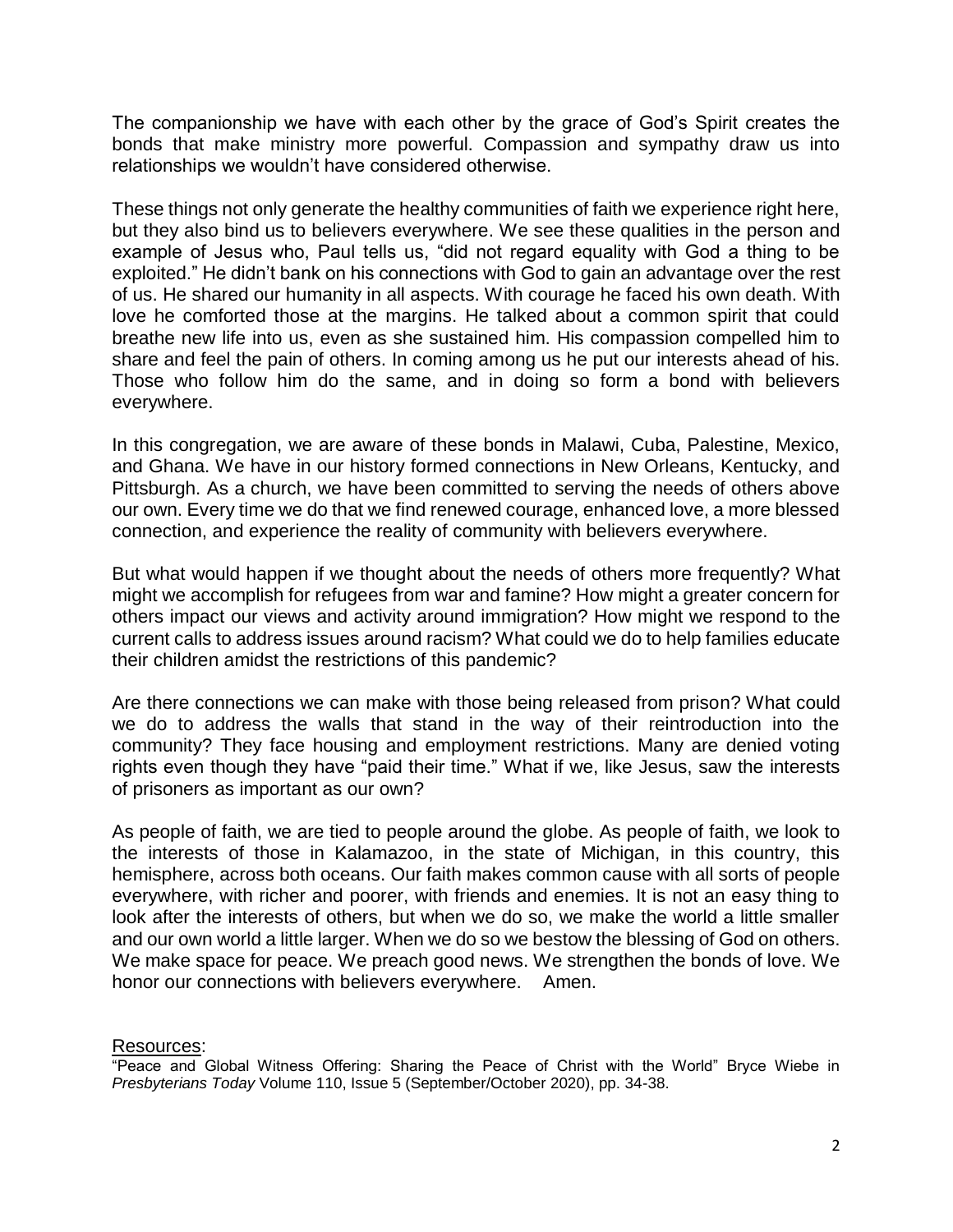The companionship we have with each other by the grace of God's Spirit creates the bonds that make ministry more powerful. Compassion and sympathy draw us into relationships we wouldn't have considered otherwise.

These things not only generate the healthy communities of faith we experience right here, but they also bind us to believers everywhere. We see these qualities in the person and example of Jesus who, Paul tells us, "did not regard equality with God a thing to be exploited." He didn't bank on his connections with God to gain an advantage over the rest of us. He shared our humanity in all aspects. With courage he faced his own death. With love he comforted those at the margins. He talked about a common spirit that could breathe new life into us, even as she sustained him. His compassion compelled him to share and feel the pain of others. In coming among us he put our interests ahead of his. Those who follow him do the same, and in doing so form a bond with believers everywhere.

In this congregation, we are aware of these bonds in Malawi, Cuba, Palestine, Mexico, and Ghana. We have in our history formed connections in New Orleans, Kentucky, and Pittsburgh. As a church, we have been committed to serving the needs of others above our own. Every time we do that we find renewed courage, enhanced love, a more blessed connection, and experience the reality of community with believers everywhere.

But what would happen if we thought about the needs of others more frequently? What might we accomplish for refugees from war and famine? How might a greater concern for others impact our views and activity around immigration? How might we respond to the current calls to address issues around racism? What could we do to help families educate their children amidst the restrictions of this pandemic?

Are there connections we can make with those being released from prison? What could we do to address the walls that stand in the way of their reintroduction into the community? They face housing and employment restrictions. Many are denied voting rights even though they have "paid their time." What if we, like Jesus, saw the interests of prisoners as important as our own?

As people of faith, we are tied to people around the globe. As people of faith, we look to the interests of those in Kalamazoo, in the state of Michigan, in this country, this hemisphere, across both oceans. Our faith makes common cause with all sorts of people everywhere, with richer and poorer, with friends and enemies. It is not an easy thing to look after the interests of others, but when we do so, we make the world a little smaller and our own world a little larger. When we do so we bestow the blessing of God on others. We make space for peace. We preach good news. We strengthen the bonds of love. We honor our connections with believers everywhere. Amen.

Resources:

"Peace and Global Witness Offering: Sharing the Peace of Christ with the World" Bryce Wiebe in *Presbyterians Today* Volume 110, Issue 5 (September/October 2020), pp. 34-38.